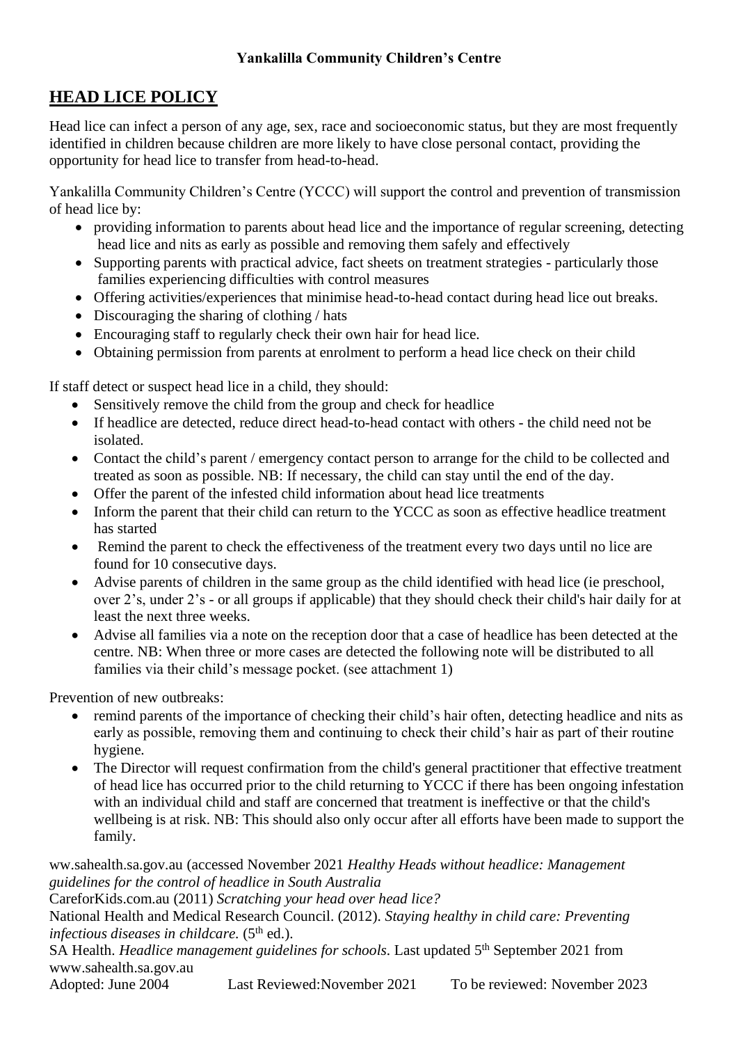**Yankalilla Community Children's Centre**

## HEAD LICE POLICY

Head lice can infect a person of any age, sex, race and socioeconomic status, but they are most frequently identified in children because children are more likely to have close personal contact, providing the opportunity for head lice to transfer from head-to-head.

Yankalilla Community Children's Centre (YCCC) will support the control and prevention of transmission of head lice by:

- providing information to parents about head lice and the importance of regular screening, detecting head lice and nits as early as possible and removing them safely and effectively
- Supporting parents with practical advice, fact sheets on treatment strategies - particularly those families experiencing difficulties with control measures
- Offering activities/experiences that minimise head-to-head contact during head lice out breaks.
- Discouraging the sharing of clothing / hats
- Encouraging staff to regularly check their own hair for head lice.
- Obtaining permission from parents at enrolment to perform a head lice check on their child

If staff detect or suspect head lice in a child, they should:

- Sensitively remove the child from the group and check for headlice
- If headlice are detected, reduce direct head-to-head contact with others - the child need not be isolated.
- Contact the child's parent / emergency contact person to arrange for the child to be collected and treated as soon as possible. NB: If necessary, the child can stay until the end of the day.
- Offer the parent of the infested child information about head lice treatments
- Inform the parent that their child can return to the YCCC as soon as effective headlice treatment has started
- Remind the parent to check the effectiveness of the treatment every two days until no lice are found for 10 consecutive days.
- Advise parents of children in the same group as the child identified with head lice (ie preschool, over 2's, under 2's - or all groups if applicable) that they should check their child's hair daily for at least the next three weeks.
- Advise all families via a note on the reception door that a case of headlice has been detected at the centre. NB: When three or more cases are detected the following note will be distributed to all families via their child's message pocket. (see attachment 1)

Prevention of new outbreaks:

- remind parents of the importance of checking their child's hair often, detecting headlice and nits as early as possible, removing them and continuing to check their child's hair as part of their routine hygiene.
- The Director will request confirmation from the child's general practitioner that effective treatment of head lice has occurred prior to the child returning to YCCC if there has been ongoing infestation with an individual child and staff are concerned that treatment is ineffective or that the child's wellbeing is at risk. NB: This should also only occur after all efforts have been made to support the family.

ww.sahealth.sa.gov.au (accessed November 2021 *Healthy Heads without headlice: Management guidelines for the control of headlice in South Australia*

CareforKids.com.au (2011) *Scratching your head over head lice?*

National Health and Medical Research Council. (2012). *Staying healthy in child care: Preventing infectious diseases in childcare.* (5th ed.).

SA Health. *Headlice management guidelines for schools*. Last updated 5th September 2021 from www.sahealth.sa.gov.au

Adopted: June 2004 Last Reviewed:November 2021 To be reviewed: November 2023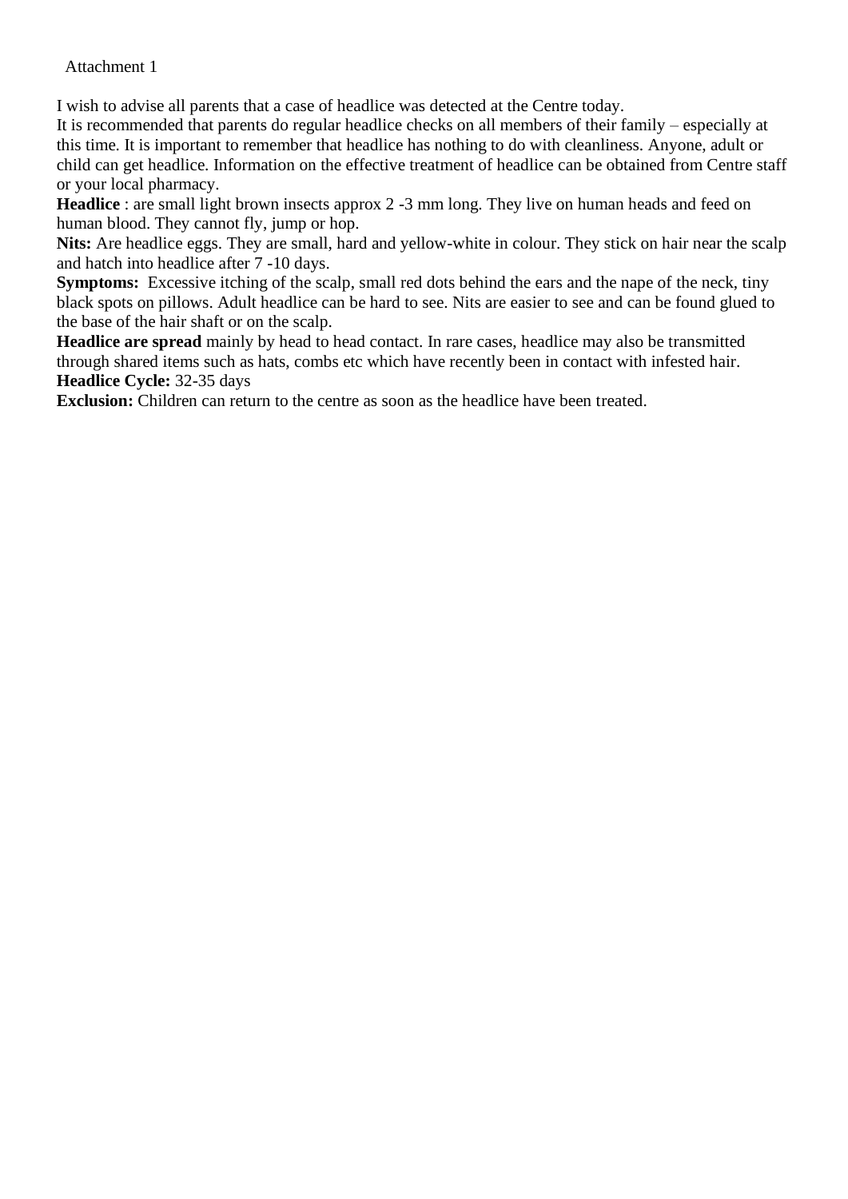Attachment 1

I wish to advise all parents that a case of headlice was detected at the Centre today.
It is recommended that parents do regular headlice checks on all members of their family – especially at this time. It is important to remember that headlice has nothing to do with cleanliness. Anyone, adult or child can get headlice. Information on the effective treatment of headlice can be obtained from Centre staff or your local pharmacy.

**Headlice** : are small light brown insects approx 2 -3 mm long. They live on human heads and feed on human blood. They cannot fly, jump or hop.

**Nits:** Are headlice eggs. They are small, hard and yellow-white in colour. They stick on hair near the scalp and hatch into headlice after 7 -10 days.

**Symptoms:** Excessive itching of the scalp, small red dots behind the ears and the nape of the neck, tiny black spots on pillows. Adult headlice can be hard to see. Nits are easier to see and can be found glued to the base of the hair shaft or on the scalp.

**Headlice are spread** mainly by head to head contact. In rare cases, headlice may also be transmitted through shared items such as hats, combs etc which have recently been in contact with infested hair.

**Headlice Cycle:** 32-35 days

**Exclusion:** Children can return to the centre as soon as the headlice have been treated.